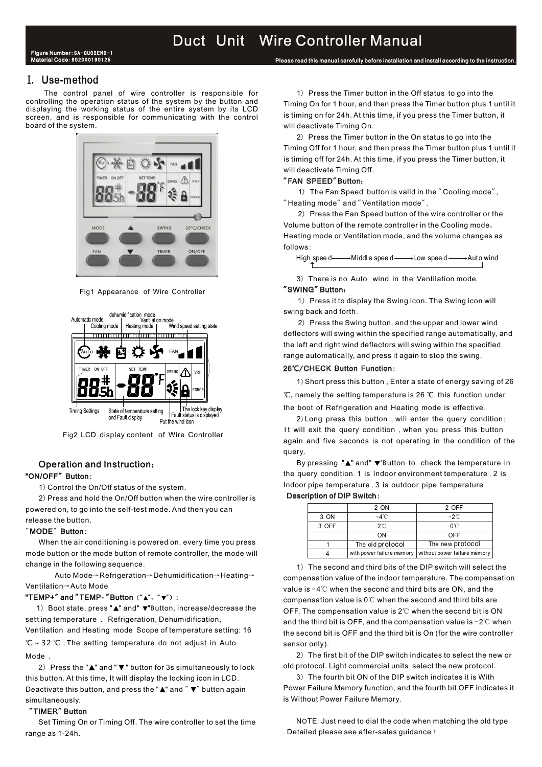# Duct Unit Wire Controller Manual

Figure Number: SA-GU02ENG-1
Material Code: 802000190125

Please read this manual carefully before installation and install according to the instruction.

## I. Use-method

The control panel of wire controller is responsible for controlling the operation status of the system by the button and displaying the working status of the entire system by its LCD screen, and is responsible for communicating with the control board of the system.

Fig1 Appearance of Wire Controller

Fig2 LCD display content of Wire Controller

### Operation and Instruction:

**"ON/OFF" Button:**

1) Control the On/Off status of the system.

2) Press and hold the On/Off button when the wire controller is powered on, to go into the self-test mode. And then you can release the button.

**"MODE" Button:**

When the air conditioning is powered on, every time you press mode button or the mode button of remote controller, the mode will change in the following sequence.

Auto Mode→Refrigeration→Dehumidification→Heating→Ventilation→Auto Mode

**"TEMP+" and "TEMP-" Button ("▲", "▼"):**

1) Boot state, press "▲" and" ▼"Button, increase/decrease the setting temperature . Refrigeration, Dehumidification, Ventilation and Heating mode Scope of temperature setting: 16 ℃ ~ 32 ℃ ; The setting temperature do not adjust in Auto Mode .

2) Press the "▲" and " ▼ " button for 3s simultaneously to lock this button. At this time, It will display the locking icon in LCD. Deactivate this button, and press the "▲" and " ▼" button again simultaneously.

**"TIMER" Button**

Set Timing On or Timing Off. The wire controller to set the time range as 1-24h.

1) Press the Timer button in the Off status to go into the Timing On for 1 hour, and then press the Timer button plus 1 until it is timing on for 24h. At this time, if you press the Timer button, it will deactivate Timing On.

2) Press the Timer button in the On status to go into the Timing Off for 1 hour, and then press the Timer button plus 1 until it is timing off for 24h. At this time, if you press the Timer button, it will deactivate Timing Off.

**"FAN SPEED" Button:**

1) The Fan Speed button is valid in the "Cooling mode", "Heating mode" and "Ventilation mode".

2) Press the Fan Speed button of the wire controller or the Volume button of the remote controller in the Cooling mode、Heating mode or Ventilation mode, and the volume changes as follows:

High speed → Middle speed → Low speed → Auto wind (→ High speed)

3) There is no Auto wind in the Ventilation mode.

**"SWING" Button:**

1) Press it to display the Swing icon. The Swing icon will swing back and forth.

2) Press the Swing button, and the upper and lower wind deflectors will swing within the specified range automatically, and the left and right wind deflectors will swing within the specified range automatically, and press it again to stop the swing.

**26℃/CHECK Button Function:**

1) Short press this button , Enter a state of energy saving of 26 ℃, namely the setting temperature is 26 ℃. this function under the boot of Refrigeration and Heating mode is effective.

2) Long press this button , will enter the query condition; It will exit the query condition , when you press this button again and five seconds is not operating in the condition of the query.

By pressing "▲" and" ▼"Button to check the temperature in the query condition. 1 is Indoor environment temperature , 2 is Indoor pipe temperature , 3 is outdoor pipe temperature

**Description of DIP Switch:**

| | 2 ON | 2 OFF |
|---|---|---|
| 3 ON | -4℃ | -2℃ |
| 3 OFF | 2℃ | 0℃ |
| | ON | OFF |
| 1 | The old protocol | The new protocol |
| 4 | with power failure memory | without power failure memory |

1) The second and third bits of the DIP switch will select the compensation value of the indoor temperature. The compensation value is -4℃ when the second and third bits are ON, and the compensation value is 0℃ when the second and third bits are OFF. The compensation value is 2℃ when the second bit is ON and the third bit is OFF, and the compensation value is -2℃ when the second bit is OFF and the third bit is On (for the wire controller sensor only).

2) The first bit of the DIP switch indicates to select the new or old protocol. Light commercial units select the new protocol.

3) The fourth bit ON of the DIP switch indicates it is With Power Failure Memory function, and the fourth bit OFF indicates it is Without Power Failure Memory.

NOTE: Just need to dial the code when matching the old type . Detailed please see after-sales guidance !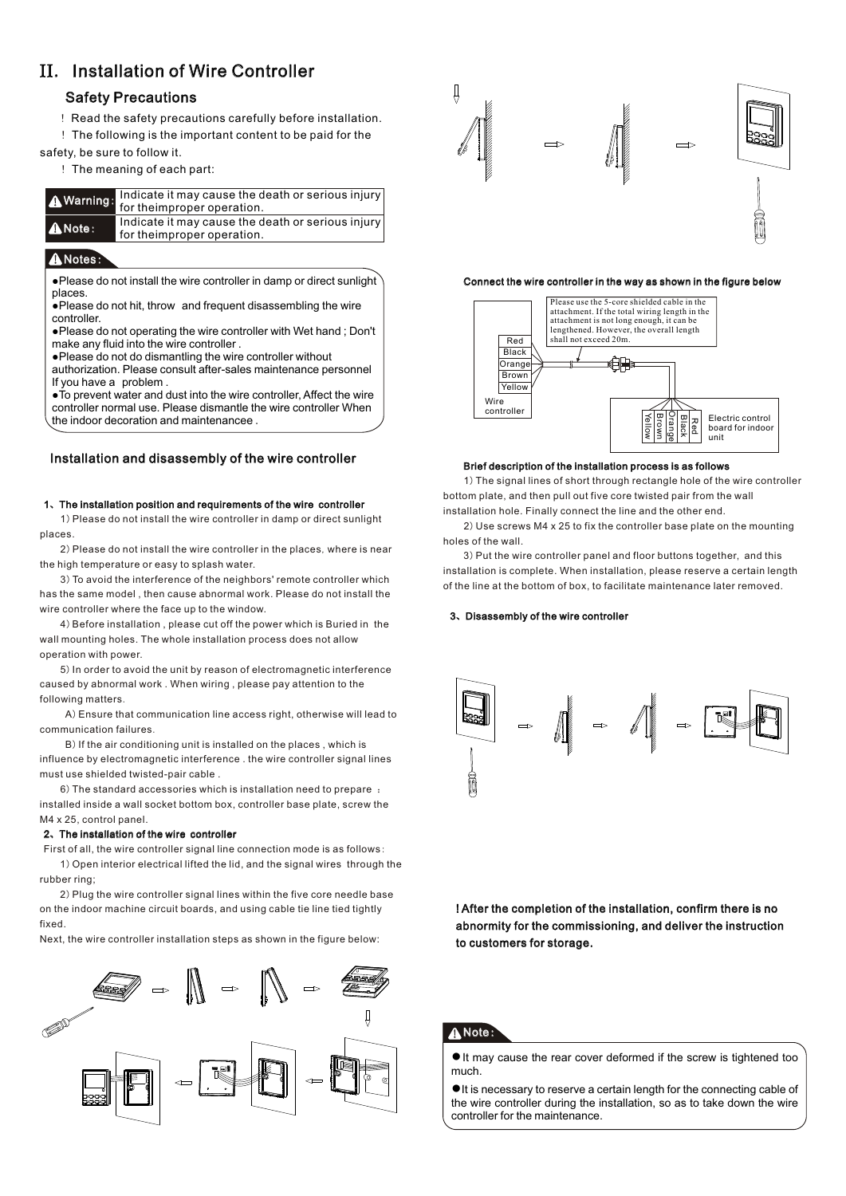# II. Installation of Wire Controller

## Safety Precautions

! Read the safety precautions carefully before installation.

! The following is the important content to be paid for the safety, be sure to follow it.

! The meaning of each part:

| | |
|---|---|
| ⚠ Warning: | Indicate it may cause the death or serious injury for theimproper operation. |
| ⚠ Note: | Indicate it may cause the death or serious injury for theimproper operation. |

**⚠ Notes:**

- Please do not install the wire controller in damp or direct sunlight places.
- Please do not hit, throw and frequent disassembling the wire controller.
- Please do not operating the wire controller with Wet hand ; Don't make any fluid into the wire controller .
- Please do not do dismantling the wire controller without authorization. Please consult after-sales maintenance personnel If you have a problem .
- To prevent water and dust into the wire controller, Affect the wire controller normal use. Please dismantle the wire controller When the indoor decoration and maintenancee .

## Installation and disassembly of the wire controller

**1、The installation position and requirements of the wire controller**

1) Please do not install the wire controller in damp or direct sunlight places.

2) Please do not install the wire controller in the places, where is near the high temperature or easy to splash water.

3) To avoid the interference of the neighbors' remote controller which has the same model , then cause abnormal work. Please do not install the wire controller where the face up to the window.

4) Before installation , please cut off the power which is Buried in the wall mounting holes. The whole installation process does not allow operation with power.

5) In order to avoid the unit by reason of electromagnetic interference caused by abnormal work . When wiring , please pay attention to the following matters.

A) Ensure that communication line access right, otherwise will lead to communication failures.

B) If the air conditioning unit is installed on the places , which is influence by electromagnetic interference . the wire controller signal lines must use shielded twisted-pair cable .

6) The standard accessories which is installation need to prepare ： installed inside a wall socket bottom box, controller base plate, screw the M4 x 25, control panel.

**2、The installation of the wire controller**

First of all, the wire controller signal line connection mode is as follows:

1) Open interior electrical lifted the lid, and the signal wires through the rubber ring;

2) Plug the wire controller signal lines within the five core needle base on the indoor machine circuit boards, and using cable tie line tied tightly fixed.

Next, the wire controller installation steps as shown in the figure below:

**Connect the wire controller in the way as shown in the figure below**

Please use the 5-core shielded cable in the attachment. If the total wiring length in the attachment is not long enough, it can be lengthened. However, the overall length shall not exceed 20m.

Wire controller: Red, Black, Orange, Brown, Yellow

Electric control board for indoor unit: Red, Black, Orange, Brown, Yellow

**Brief description of the installation process is as follows**

1) The signal lines of short through rectangle hole of the wire controller bottom plate, and then pull out five core twisted pair from the wall installation hole. Finally connect the line and the other end.

2) Use screws M4 x 25 to fix the controller base plate on the mounting holes of the wall.

3) Put the wire controller panel and floor buttons together, and this installation is complete. When installation, please reserve a certain length of the line at the bottom of box, to facilitate maintenance later removed.

**3、Disassembly of the wire controller**

**! After the completion of the installation, confirm there is no abnormity for the commissioning, and deliver the instruction to customers for storage.**

**⚠ Note:**

- It may cause the rear cover deformed if the screw is tightened too much.
- It is necessary to reserve a certain length for the connecting cable of the wire controller during the installation, so as to take down the wire controller for the maintenance.